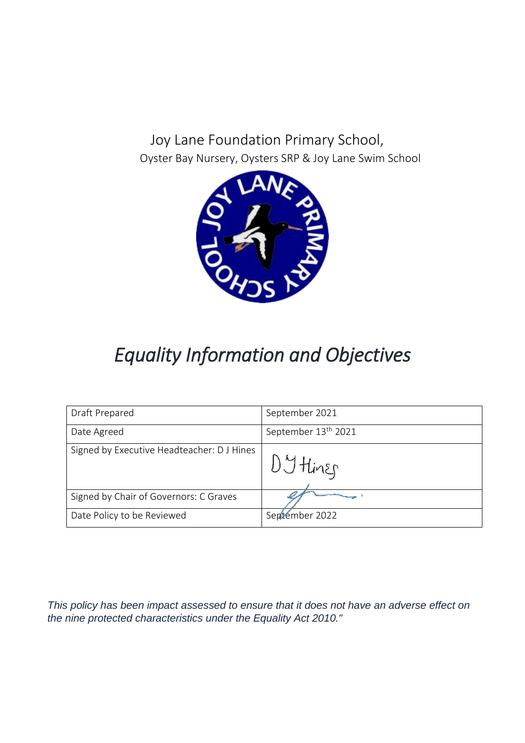Joy Lane Foundation Primary School,

Oyster Bay Nursery, Oysters SRP & Joy Lane Swim School

# *Equality Information and Objectives*

| Draft Prepared | September 2021 |
|---|---|
| Date Agreed | September 13th 2021 |
| Signed by Executive Headteacher: D J Hines | D J Hines |
| Signed by Chair of Governors: C Graves | |
| Date Policy to be Reviewed | September 2022 |

*This policy has been impact assessed to ensure that it does not have an adverse effect on the nine protected characteristics under the Equality Act 2010."*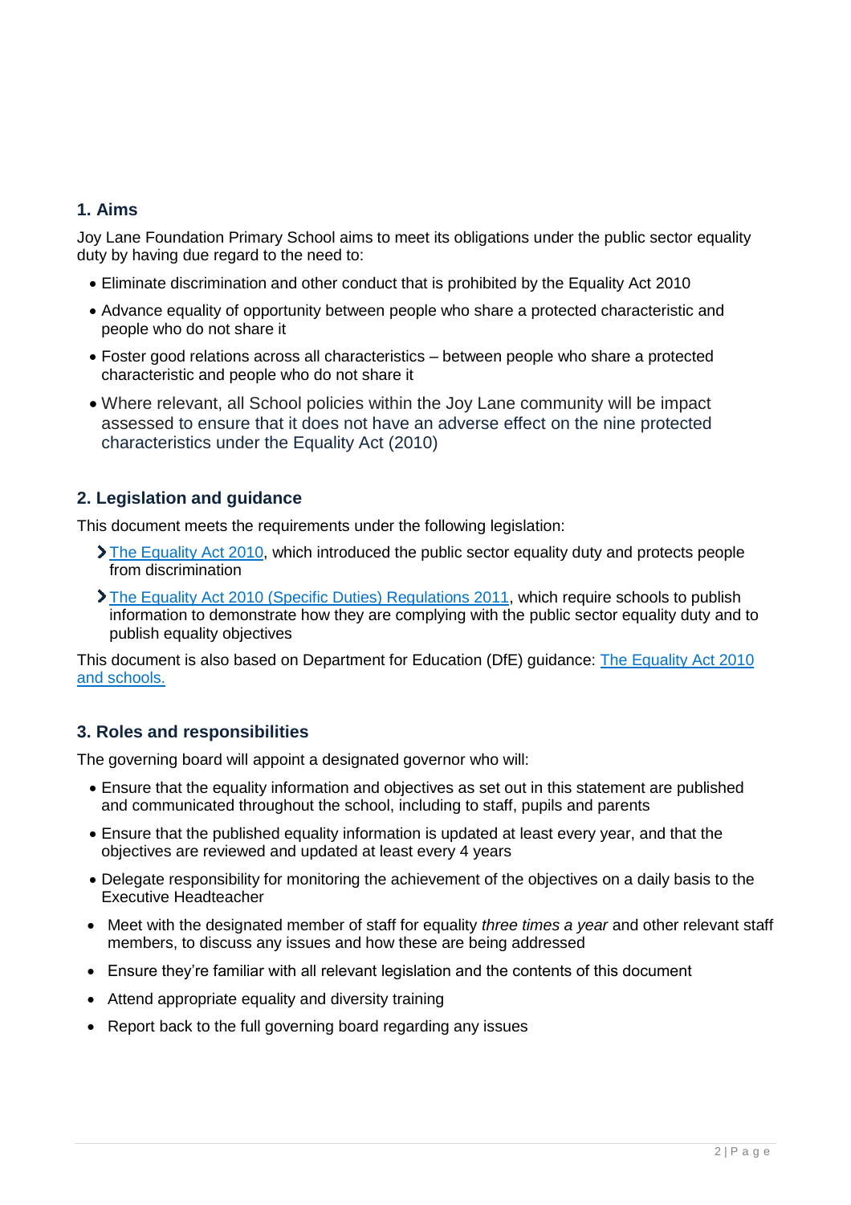## 1. Aims

Joy Lane Foundation Primary School aims to meet its obligations under the public sector equality duty by having due regard to the need to:

- Eliminate discrimination and other conduct that is prohibited by the Equality Act 2010
- Advance equality of opportunity between people who share a protected characteristic and people who do not share it
- Foster good relations across all characteristics – between people who share a protected characteristic and people who do not share it
- Where relevant, all School policies within the Joy Lane community will be impact assessed to ensure that it does not have an adverse effect on the nine protected characteristics under the Equality Act (2010)

## 2. Legislation and guidance

This document meets the requirements under the following legislation:

- [The Equality Act 2010](), which introduced the public sector equality duty and protects people from discrimination
- [The Equality Act 2010 (Specific Duties) Regulations 2011](), which require schools to publish information to demonstrate how they are complying with the public sector equality duty and to publish equality objectives

This document is also based on Department for Education (DfE) guidance: [The Equality Act 2010 and schools.]()

## 3. Roles and responsibilities

The governing board will appoint a designated governor who will:

- Ensure that the equality information and objectives as set out in this statement are published and communicated throughout the school, including to staff, pupils and parents
- Ensure that the published equality information is updated at least every year, and that the objectives are reviewed and updated at least every 4 years
- Delegate responsibility for monitoring the achievement of the objectives on a daily basis to the Executive Headteacher
- Meet with the designated member of staff for equality *three times a year* and other relevant staff members, to discuss any issues and how these are being addressed
- Ensure they're familiar with all relevant legislation and the contents of this document
- Attend appropriate equality and diversity training
- Report back to the full governing board regarding any issues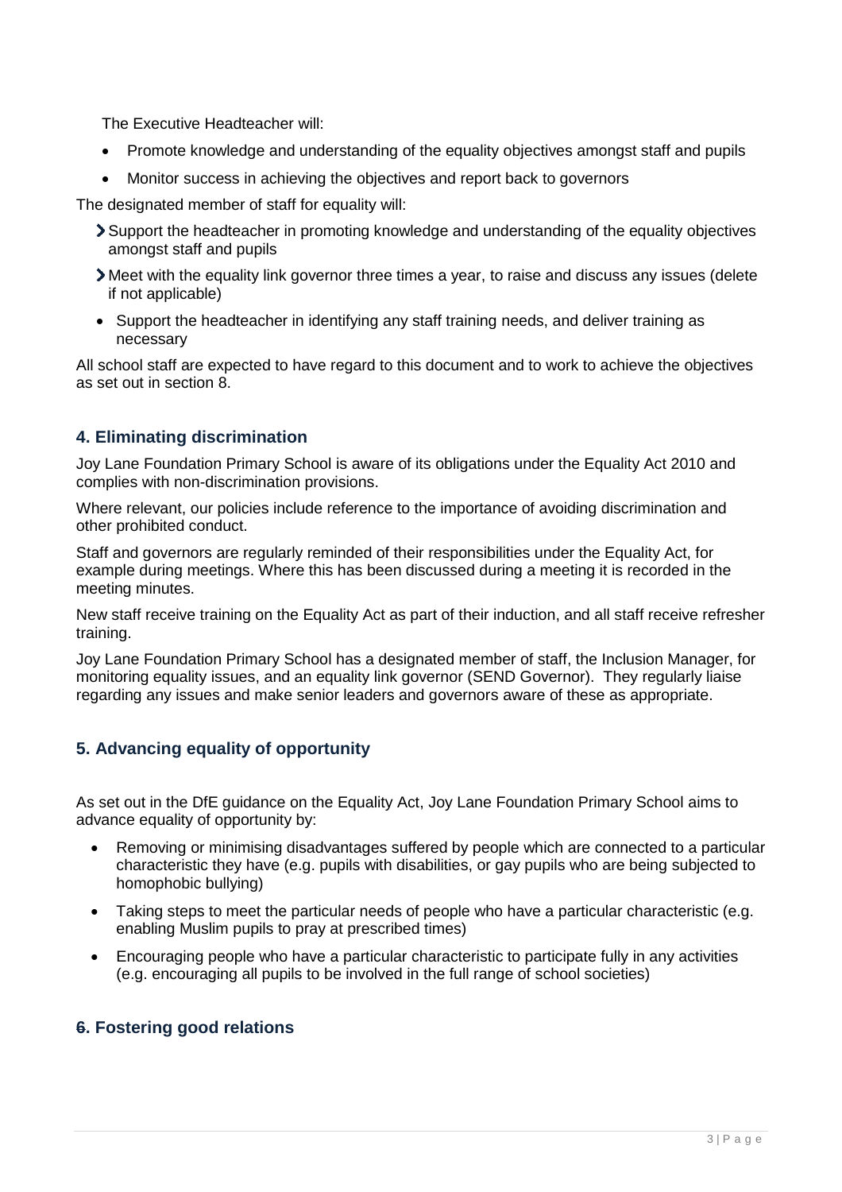The Executive Headteacher will:

- Promote knowledge and understanding of the equality objectives amongst staff and pupils
- Monitor success in achieving the objectives and report back to governors

The designated member of staff for equality will:

- Support the headteacher in promoting knowledge and understanding of the equality objectives amongst staff and pupils
- Meet with the equality link governor three times a year, to raise and discuss any issues (delete if not applicable)
- Support the headteacher in identifying any staff training needs, and deliver training as necessary

All school staff are expected to have regard to this document and to work to achieve the objectives as set out in section 8.

## 4. Eliminating discrimination

Joy Lane Foundation Primary School is aware of its obligations under the Equality Act 2010 and complies with non-discrimination provisions.

Where relevant, our policies include reference to the importance of avoiding discrimination and other prohibited conduct.

Staff and governors are regularly reminded of their responsibilities under the Equality Act, for example during meetings. Where this has been discussed during a meeting it is recorded in the meeting minutes.

New staff receive training on the Equality Act as part of their induction, and all staff receive refresher training.

Joy Lane Foundation Primary School has a designated member of staff, the Inclusion Manager, for monitoring equality issues, and an equality link governor (SEND Governor). They regularly liaise regarding any issues and make senior leaders and governors aware of these as appropriate.

## 5. Advancing equality of opportunity

As set out in the DfE guidance on the Equality Act, Joy Lane Foundation Primary School aims to advance equality of opportunity by:

- Removing or minimising disadvantages suffered by people which are connected to a particular characteristic they have (e.g. pupils with disabilities, or gay pupils who are being subjected to homophobic bullying)
- Taking steps to meet the particular needs of people who have a particular characteristic (e.g. enabling Muslim pupils to pray at prescribed times)
- Encouraging people who have a particular characteristic to participate fully in any activities (e.g. encouraging all pupils to be involved in the full range of school societies)

## 6. Fostering good relations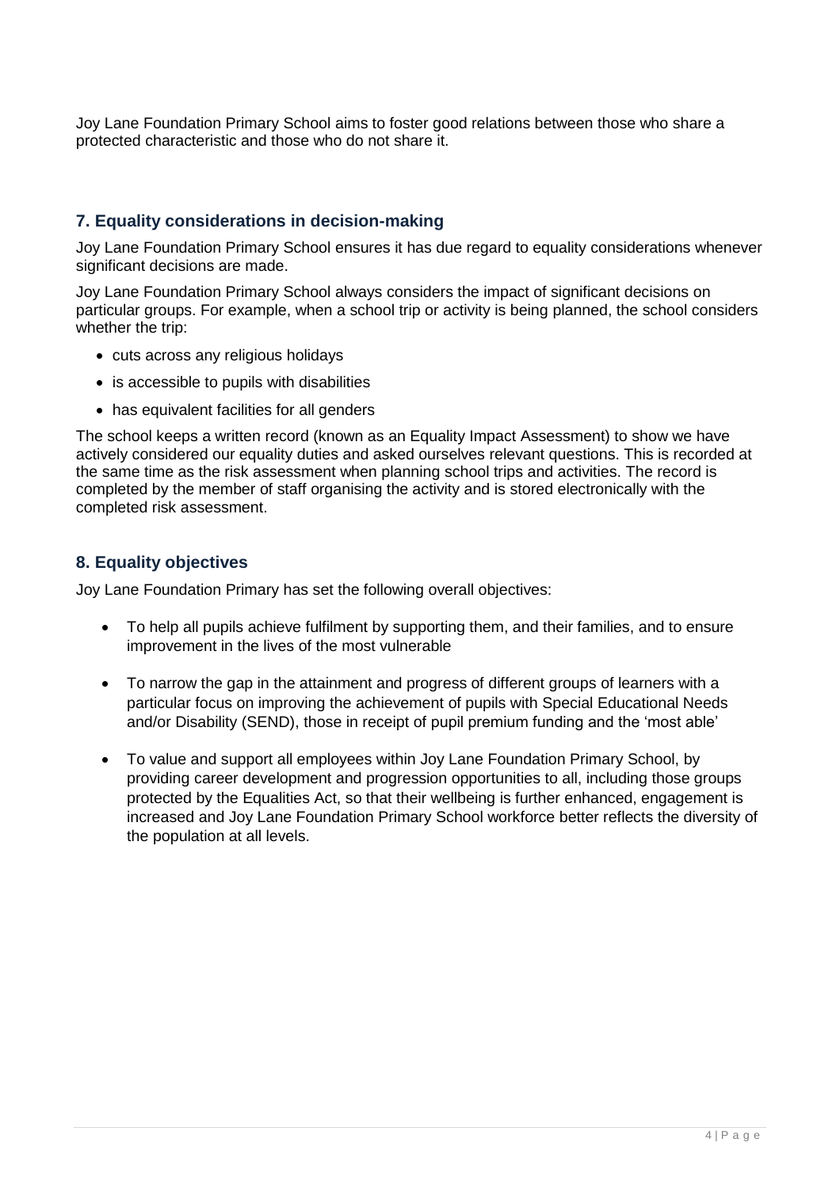Joy Lane Foundation Primary School aims to foster good relations between those who share a protected characteristic and those who do not share it.

## 7. Equality considerations in decision-making

Joy Lane Foundation Primary School ensures it has due regard to equality considerations whenever significant decisions are made.

Joy Lane Foundation Primary School always considers the impact of significant decisions on particular groups. For example, when a school trip or activity is being planned, the school considers whether the trip:

- cuts across any religious holidays
- is accessible to pupils with disabilities
- has equivalent facilities for all genders

The school keeps a written record (known as an Equality Impact Assessment) to show we have actively considered our equality duties and asked ourselves relevant questions. This is recorded at the same time as the risk assessment when planning school trips and activities. The record is completed by the member of staff organising the activity and is stored electronically with the completed risk assessment.

## 8. Equality objectives

Joy Lane Foundation Primary has set the following overall objectives:

- To help all pupils achieve fulfilment by supporting them, and their families, and to ensure improvement in the lives of the most vulnerable
- To narrow the gap in the attainment and progress of different groups of learners with a particular focus on improving the achievement of pupils with Special Educational Needs and/or Disability (SEND), those in receipt of pupil premium funding and the 'most able'
- To value and support all employees within Joy Lane Foundation Primary School, by providing career development and progression opportunities to all, including those groups protected by the Equalities Act, so that their wellbeing is further enhanced, engagement is increased and Joy Lane Foundation Primary School workforce better reflects the diversity of the population at all levels.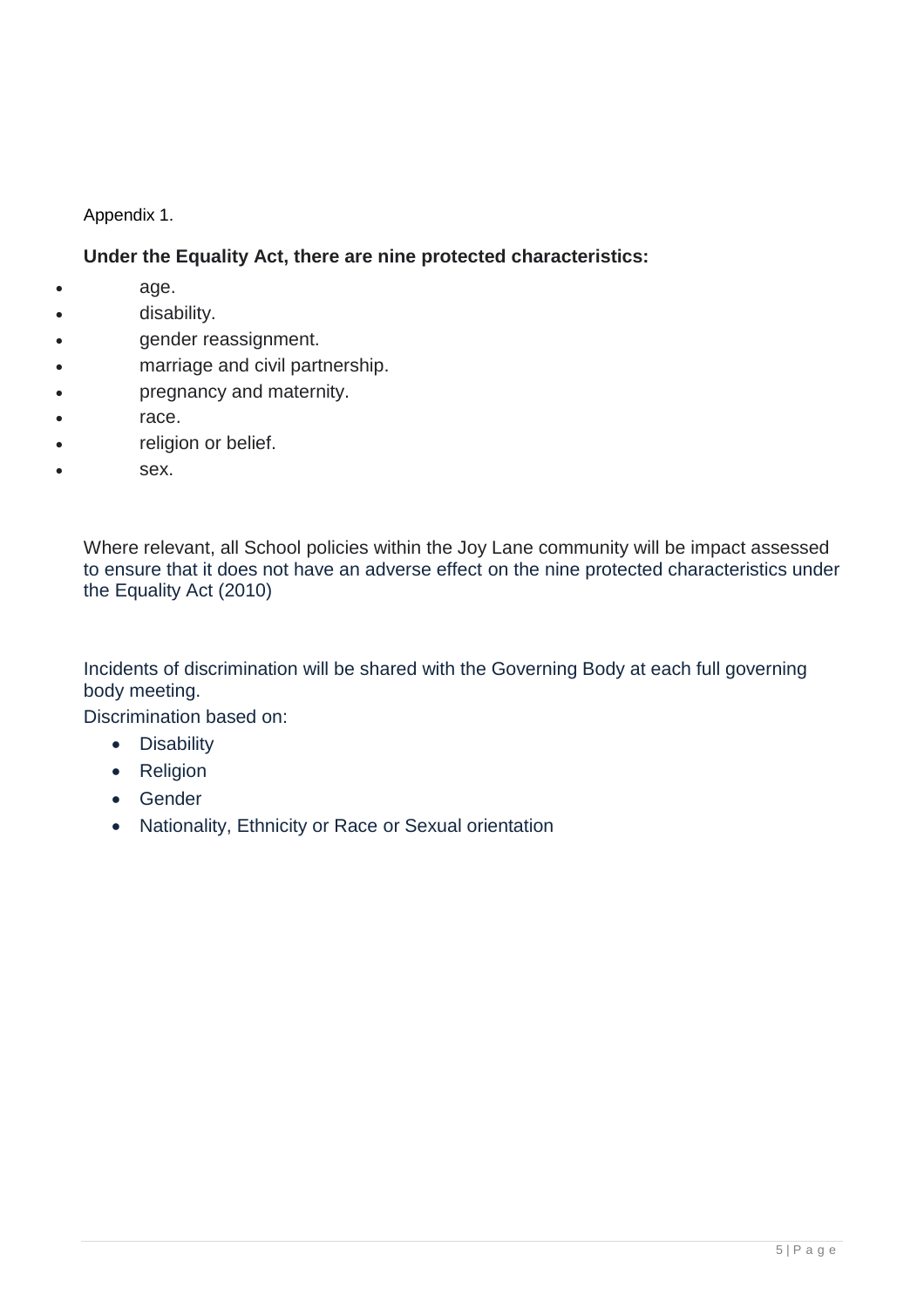Appendix 1.

**Under the Equality Act, there are nine protected characteristics:**

- age.
- disability.
- gender reassignment.
- marriage and civil partnership.
- pregnancy and maternity.
- race.
- religion or belief.
- sex.

Where relevant, all School policies within the Joy Lane community will be impact assessed to ensure that it does not have an adverse effect on the nine protected characteristics under the Equality Act (2010)

Incidents of discrimination will be shared with the Governing Body at each full governing body meeting.

Discrimination based on:

- Disability
- Religion
- Gender
- Nationality, Ethnicity or Race or Sexual orientation